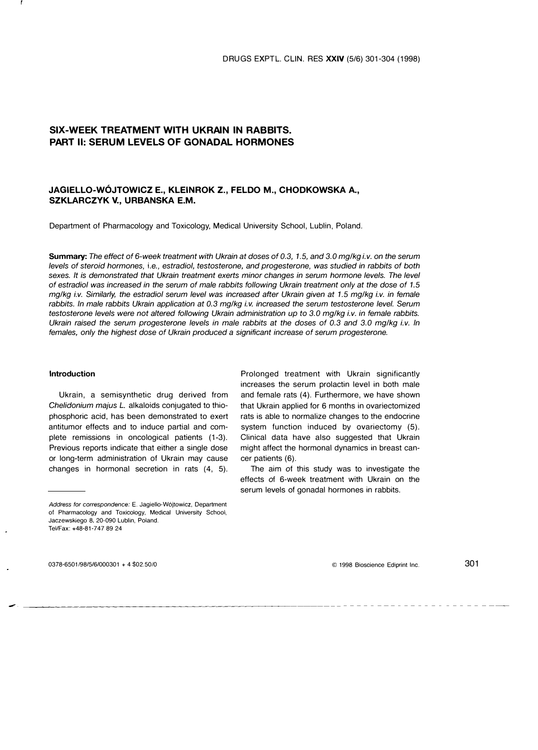# SIX-WEEK TREATMENT WITH UKRAIN IN RABBITS. PART II: SERUM LEVELS OF GONADAL HORMONES

**JAGIELLO-WÓJTOWICZ E., KLEINROK Z., FELDO M., CHODKOWSKA A., SZKLARCZYK V., URBANSKA E.M.**

Department of Pharmacology and Toxicology, Medical University School, Lublin, Poland.

**Summary:** *The effect of 6-week treatment with Ukrain at doses of 0.3, 1.5, and 3.0 mg/kg i.v. on the serum levels of steroid hormones,* i.e., *estradiol, testosterone, and progesterone, was studied in rabbits of both sexes. It is demonstrated that Ukrain treatment exerts minor changes in serum hormone levels. The level of estradiol was increased in the serum of male rabbits following Ukrain treatment only at the dose of 1.5 mg/kg i.v. Similarly, the estradiol serum level was increased after Ukrain given at 1.5 mg/kg i.v. in female rabbits. In male rabbits Ukrain application at 0.3 mg/kg i.v. increased the serum testosterone level. Serum testosterone levels were not altered following Ukrain administration up to 3.0 mg/kg i.v. in female rabbits. Ukrain raised the serum progesterone levels in male rabbits at the doses of 0.3 and 3.0 mg/kg i.v. In females, only the highest dose of Ukrain produced a significant increase of serum progesterone.*

## Introduction

Ukrain, a semisynthetic drug derived from *Chelidonium majus L.* alkaloids conjugated to thiophosphoric acid, has been demonstrated to exert antitumor effects and to induce partial and complete remissions in oncological patients (1-3). Previous reports indicate that either a single dose or long-term administration of Ukrain may cause changes in hormonal secretion in rats (4, 5). Prolonged treatment with Ukrain significantly increases the serum prolactin level in both male and female rats (4). Furthermore, we have shown that Ukrain applied for 6 months in ovariectomized rats is able to normalize changes to the endocrine system function induced by ovariectomy (5). Clinical data have also suggested that Ukrain might affect the hormonal dynamics in breast cancer patients (6).

The aim of this study was to investigate the effects of 6-week treatment with Ukrain on the serum levels of gonadal hormones in rabbits.

*Address for correspondence:* E. Jagiello-Wójtowicz, Department of Pharmacology and Toxicology, Medical University School, Jaczewskiego 8, 20-090 Lublin, Poland.
Tel/Fax: +48-81-747 89 24

0378-6501/98/5/6/000301 + 4 $02.50/0

© 1998 Bioscience Ediprint Inc.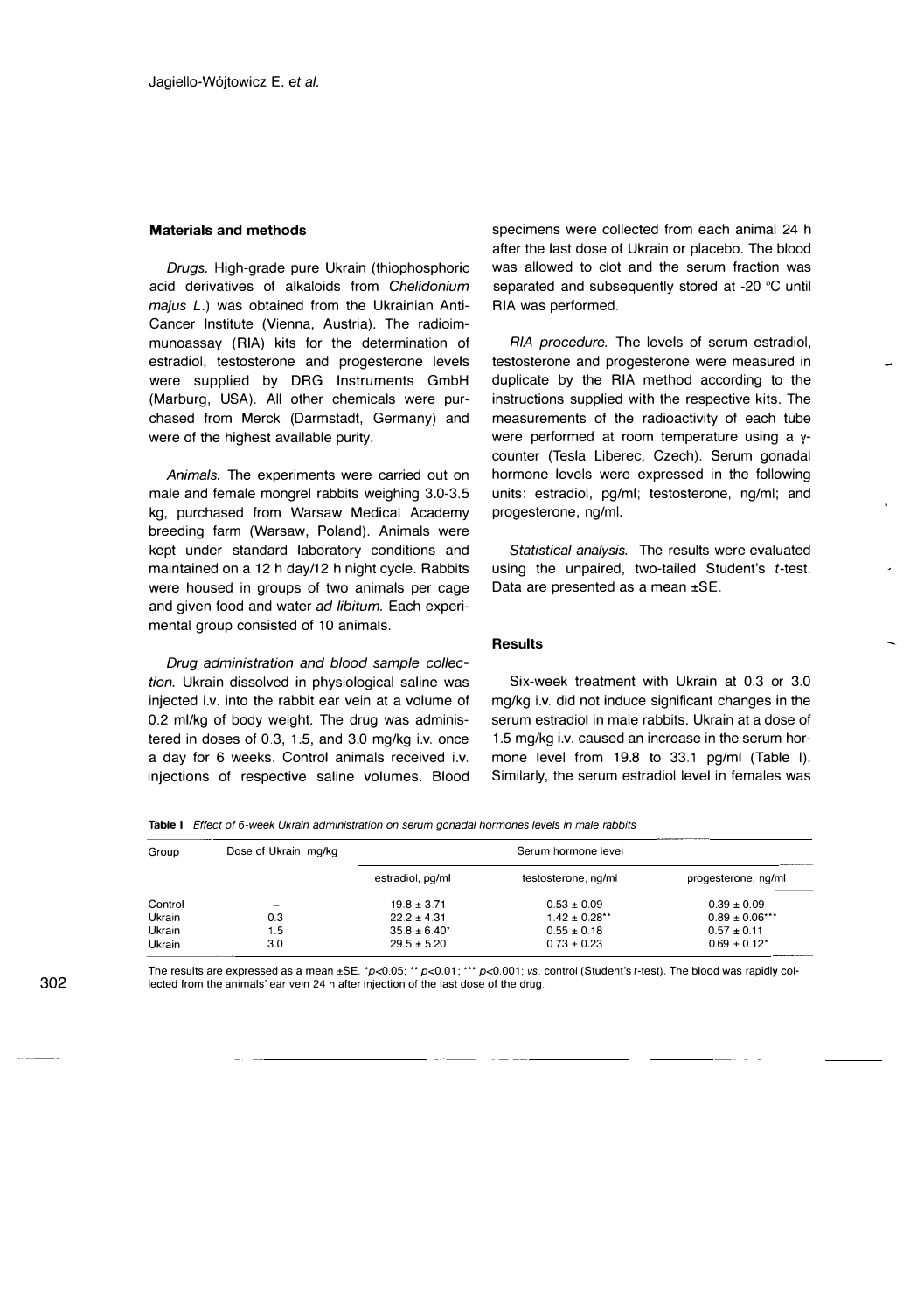## Materials and methods

*Drugs.* High-grade pure Ukrain (thiophosphoric acid derivatives of alkaloids from *Chelidonium majus L.*) was obtained from the Ukrainian Anti-Cancer Institute (Vienna, Austria). The radioimmunoassay (RIA) kits for the determination of estradiol, testosterone and progesterone levels were supplied by DRG Instruments GmbH (Marburg, USA). All other chemicals were purchased from Merck (Darmstadt, Germany) and were of the highest available purity.

*Animals.* The experiments were carried out on male and female mongrel rabbits weighing 3.0-3.5 kg, purchased from Warsaw Medical Academy breeding farm (Warsaw, Poland). Animals were kept under standard laboratory conditions and maintained on a 12 h day/12 h night cycle. Rabbits were housed in groups of two animals per cage and given food and water *ad libitum*. Each experimental group consisted of 10 animals.

*Drug administration and blood sample collection.* Ukrain dissolved in physiological saline was injected i.v. into the rabbit ear vein at a volume of 0.2 ml/kg of body weight. The drug was administered in doses of 0.3, 1.5, and 3.0 mg/kg i.v. once a day for 6 weeks. Control animals received i.v. injections of respective saline volumes. Blood specimens were collected from each animal 24 h after the last dose of Ukrain or placebo. The blood was allowed to clot and the serum fraction was separated and subsequently stored at -20 °C until RIA was performed.

*RIA procedure.* The levels of serum estradiol, testosterone and progesterone were measured in duplicate by the RIA method according to the instructions supplied with the respective kits. The measurements of the radioactivity of each tube were performed at room temperature using a $\gamma$-counter (Tesla Liberec, Czech). Serum gonadal hormone levels were expressed in the following units: estradiol, pg/ml; testosterone, ng/ml; and progesterone, ng/ml.

*Statistical analysis.* The results were evaluated using the unpaired, two-tailed Student's *t*-test. Data are presented as a mean ±SE.

## Results

Six-week treatment with Ukrain at 0.3 or 3.0 mg/kg i.v. did not induce significant changes in the serum estradiol in male rabbits. Ukrain at a dose of 1.5 mg/kg i.v. caused an increase in the serum hormone level from 19.8 to 33.1 pg/ml (Table I). Similarly, the serum estradiol level in females was

**Table I** *Effect of 6-week Ukrain administration on serum gonadal hormones levels in male rabbits*

| Group | Dose of Ukrain, mg/kg | Serum hormone level | | |
|---|---|---|---|---|
| | | estradiol, pg/ml | testosterone, ng/ml | progesterone, ng/ml |
| Control | – | 19.8 ± 3.71 | 0.53 ± 0.09 | 0.39 ± 0.09 |
| Ukrain | 0.3 | 22.2 ± 4.31 | 1.42 ± 0.28** | 0.89 ± 0.06*** |
| Ukrain | 1.5 | 35.8 ± 6.40* | 0.55 ± 0.18 | 0.57 ± 0.11 |
| Ukrain | 3.0 | 29.5 ± 5.20 | 0.73 ± 0.23 | 0.69 ± 0.12* |

The results are expressed as a mean ±SE. *$p<0.05$; ** $p<0.01$; *** $p<0.001$; *vs.* control (Student's *t*-test). The blood was rapidly collected from the animals' ear vein 24 h after injection of the last dose of the drug.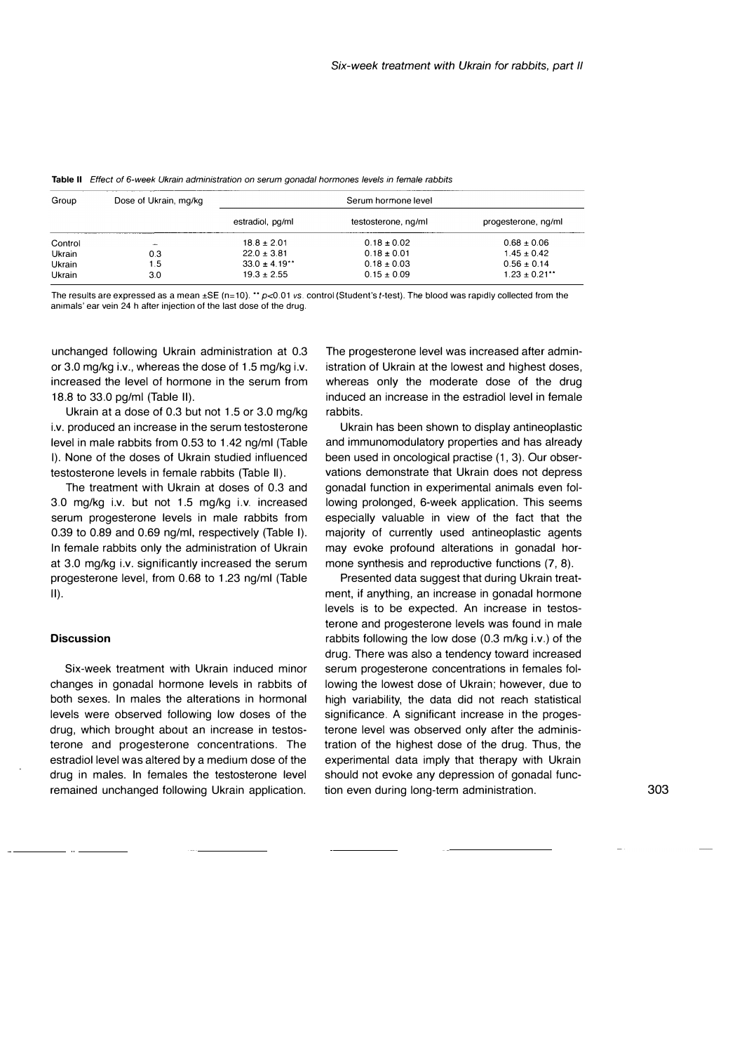**Table II** *Effect of 6-week Ukrain administration on serum gonadal hormones levels in female rabbits*

| Group | Dose of Ukrain, mg/kg | Serum hormone level | | |
|---|---|---|---|---|
| | | estradiol, pg/ml | testosterone, ng/ml | progesterone, ng/ml |
| Control | – | 18.8 ± 2.01 | 0.18 ± 0.02 | 0.68 ± 0.06 |
| Ukrain | 0.3 | 22.0 ± 3.81 | 0.18 ± 0.01 | 1.45 ± 0.42 |
| Ukrain | 1.5 | 33.0 ± 4.19** | 0.18 ± 0.03 | 0.56 ± 0.14 |
| Ukrain | 3.0 | 19.3 ± 2.55 | 0.15 ± 0.09 | 1.23 ± 0.21** |

The results are expressed as a mean ±SE (n=10). ** $p<0.01$ *vs.* control (Student's *t*-test). The blood was rapidly collected from the animals' ear vein 24 h after injection of the last dose of the drug.

unchanged following Ukrain administration at 0.3 or 3.0 mg/kg i.v., whereas the dose of 1.5 mg/kg i.v. increased the level of hormone in the serum from 18.8 to 33.0 pg/ml (Table II).

Ukrain at a dose of 0.3 but not 1.5 or 3.0 mg/kg i.v. produced an increase in the serum testosterone level in male rabbits from 0.53 to 1.42 ng/ml (Table I). None of the doses of Ukrain studied influenced testosterone levels in female rabbits (Table II).

The treatment with Ukrain at doses of 0.3 and 3.0 mg/kg i.v. but not 1.5 mg/kg i.v. increased serum progesterone levels in male rabbits from 0.39 to 0.89 and 0.69 ng/ml, respectively (Table I). In female rabbits only the administration of Ukrain at 3.0 mg/kg i.v. significantly increased the serum progesterone level, from 0.68 to 1.23 ng/ml (Table II).

## Discussion

Six-week treatment with Ukrain induced minor changes in gonadal hormone levels in rabbits of both sexes. In males the alterations in hormonal levels were observed following low doses of the drug, which brought about an increase in testosterone and progesterone concentrations. The estradiol level was altered by a medium dose of the drug in males. In females the testosterone level remained unchanged following Ukrain application. The progesterone level was increased after administration of Ukrain at the lowest and highest doses, whereas only the moderate dose of the drug induced an increase in the estradiol level in female rabbits.

Ukrain has been shown to display antineoplastic and immunomodulatory properties and has already been used in oncological practise (1, 3). Our observations demonstrate that Ukrain does not depress gonadal function in experimental animals even following prolonged, 6-week application. This seems especially valuable in view of the fact that the majority of currently used antineoplastic agents may evoke profound alterations in gonadal hormone synthesis and reproductive functions (7, 8).

Presented data suggest that during Ukrain treatment, if anything, an increase in gonadal hormone levels is to be expected. An increase in testosterone and progesterone levels was found in male rabbits following the low dose (0.3 m/kg i.v.) of the drug. There was also a tendency toward increased serum progesterone concentrations in females following the lowest dose of Ukrain; however, due to high variability, the data did not reach statistical significance. A significant increase in the progesterone level was observed only after the administration of the highest dose of the drug. Thus, the experimental data imply that therapy with Ukrain should not evoke any depression of gonadal function even during long-term administration.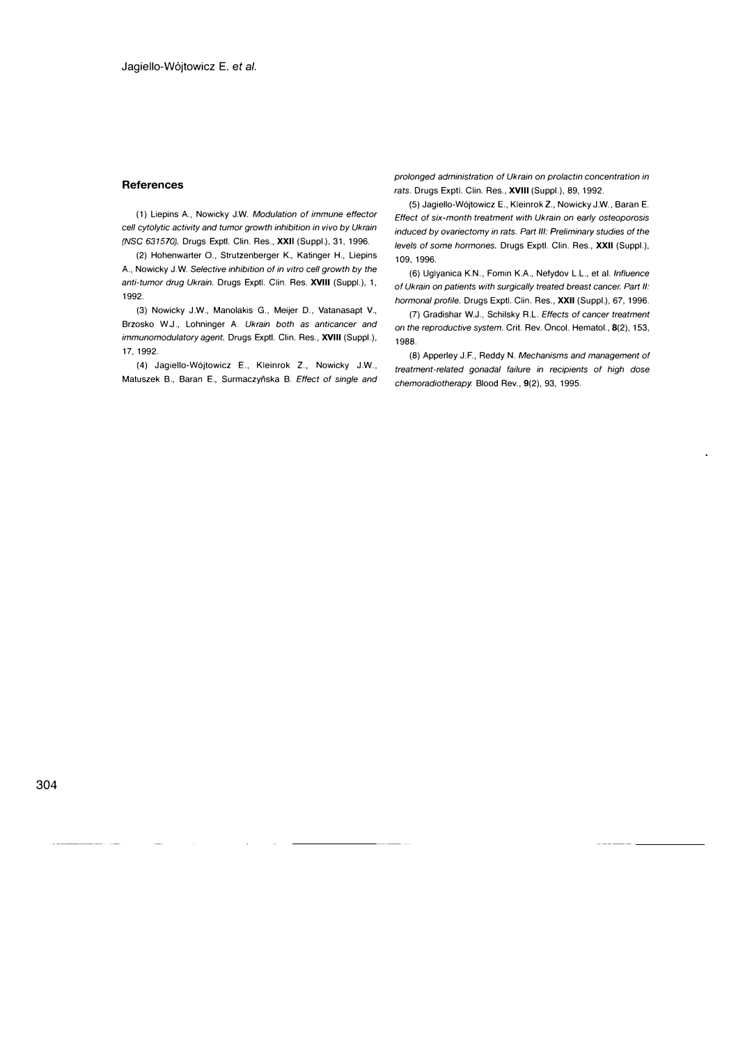## References

(1) Liepins A., Nowicky J.W. *Modulation of immune effector cell cytolytic activity and tumor growth inhibition in vivo by Ukrain (NSC 631570).* Drugs Exptl. Clin. Res., **XXII** (Suppl.), 31, 1996.

(2) Hohenwarter O., Strutzenberger K., Katinger H., Liepins A., Nowicky J.W. *Selective inhibition of in vitro cell growth by the anti-tumor drug Ukrain.* Drugs Exptl. Clin. Res. **XVIII** (Suppl.), 1, 1992.

(3) Nowicky J.W., Manolakis G., Meijer D., Vatanasapt V., Brzosko W.J., Lohninger A. *Ukrain both as anticancer and immunomodulatory agent.* Drugs Exptl. Clin. Res., **XVIII** (Suppl.), 17, 1992.

(4) Jagiello-Wójtowicz E., Kleinrok Z., Nowicky J.W., Matuszek B., Baran E., Surmaczyńska B. *Effect of single and prolonged administration of Ukrain on prolactin concentration in rats.* Drugs Exptl. Clin. Res., **XVIII** (Suppl.), 89, 1992.

(5) Jagiello-Wójtowicz E., Kleinrok Z., Nowicky J.W., Baran E. *Effect of six-month treatment with Ukrain on early osteoporosis induced by ovariectomy in rats. Part III: Preliminary studies of the levels of some hormones.* Drugs Exptl. Clin. Res., **XXII** (Suppl.), 109, 1996.

(6) Uglyanica K.N., Fomin K.A., Nefydov L.L., et al. *Influence of Ukrain on patients with surgically treated breast cancer. Part II: hormonal profile.* Drugs Exptl. Clin. Res., **XXII** (Suppl.), 67, 1996.

(7) Gradishar W.J., Schilsky R.L. *Effects of cancer treatment on the reproductive system.* Crit. Rev. Oncol. Hematol., **8**(2), 153, 1988.

(8) Apperley J.F., Reddy N. *Mechanisms and management of treatment-related gonadal failure in recipients of high dose chemoradiotherapy.* Blood Rev., **9**(2), 93, 1995.